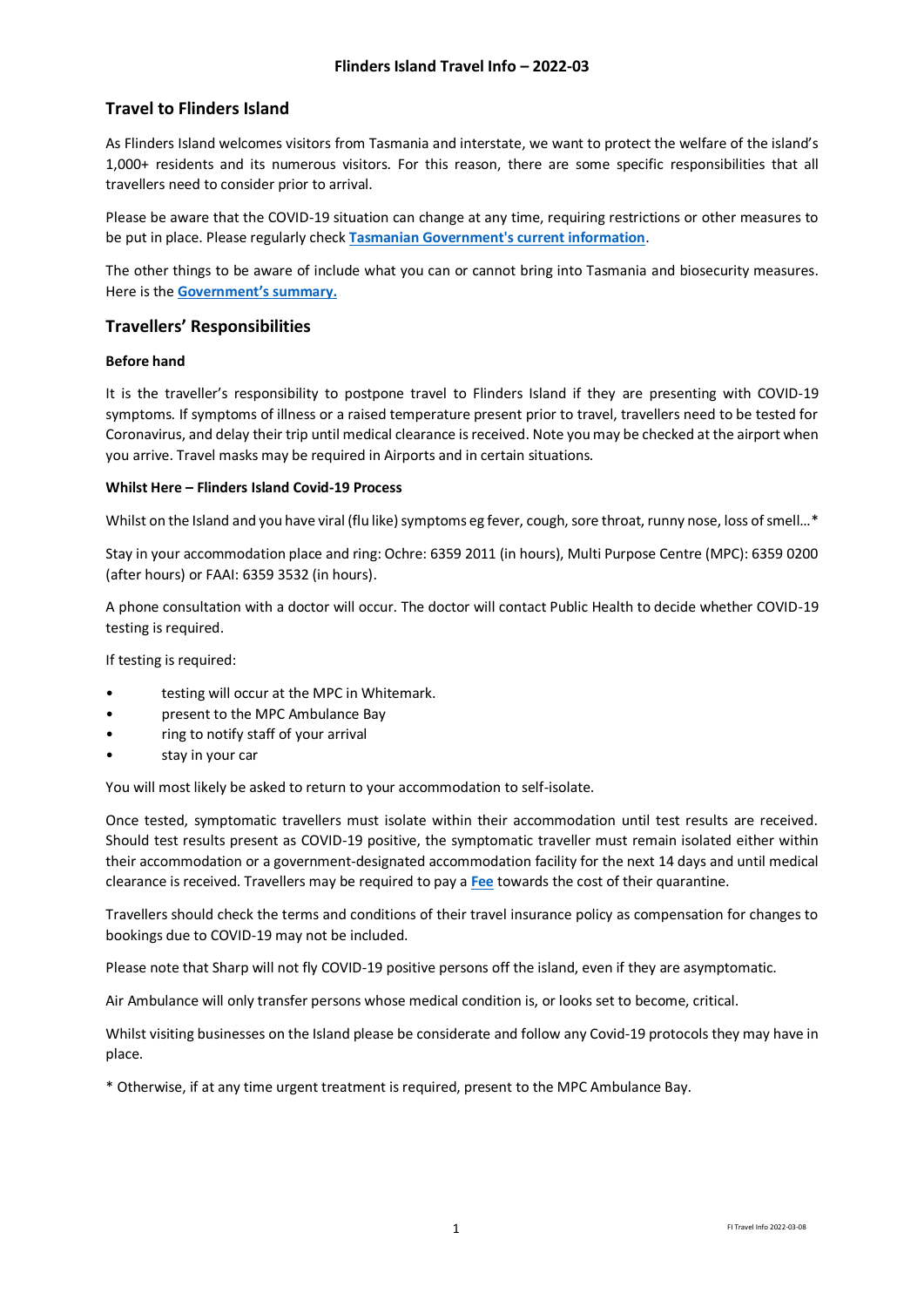# Flinders Island Travel Info – 2022-03

## Travel to Flinders Island

As Flinders Island welcomes visitors from Tasmania and interstate, we want to protect the welfare of the island's 1,000+ residents and its numerous visitors. For this reason, there are some specific responsibilities that all travellers need to consider prior to arrival.

Please be aware that the COVID-19 situation can change at any time, requiring restrictions or other measures to be put in place. Please regularly check **Tasmanian Government's current information**.

The other things to be aware of include what you can or cannot bring into Tasmania and biosecurity measures. Here is the **Government's summary.**

## Travellers' Responsibilities

**Before hand**

It is the traveller's responsibility to postpone travel to Flinders Island if they are presenting with COVID-19 symptoms. If symptoms of illness or a raised temperature present prior to travel, travellers need to be tested for Coronavirus, and delay their trip until medical clearance is received. Note you may be checked at the airport when you arrive. Travel masks may be required in Airports and in certain situations.

**Whilst Here – Flinders Island Covid-19 Process**

Whilst on the Island and you have viral (flu like) symptoms eg fever, cough, sore throat, runny nose, loss of smell…*

Stay in your accommodation place and ring: Ochre: 6359 2011 (in hours), Multi Purpose Centre (MPC): 6359 0200 (after hours) or FAAI: 6359 3532 (in hours).

A phone consultation with a doctor will occur. The doctor will contact Public Health to decide whether COVID-19 testing is required.

If testing is required:

- testing will occur at the MPC in Whitemark.
- present to the MPC Ambulance Bay
- ring to notify staff of your arrival
- stay in your car

You will most likely be asked to return to your accommodation to self-isolate.

Once tested, symptomatic travellers must isolate within their accommodation until test results are received. Should test results present as COVID-19 positive, the symptomatic traveller must remain isolated either within their accommodation or a government-designated accommodation facility for the next 14 days and until medical clearance is received. Travellers may be required to pay a **Fee** towards the cost of their quarantine.

Travellers should check the terms and conditions of their travel insurance policy as compensation for changes to bookings due to COVID-19 may not be included.

Please note that Sharp will not fly COVID-19 positive persons off the island, even if they are asymptomatic.

Air Ambulance will only transfer persons whose medical condition is, or looks set to become, critical.

Whilst visiting businesses on the Island please be considerate and follow any Covid-19 protocols they may have in place.

\* Otherwise, if at any time urgent treatment is required, present to the MPC Ambulance Bay.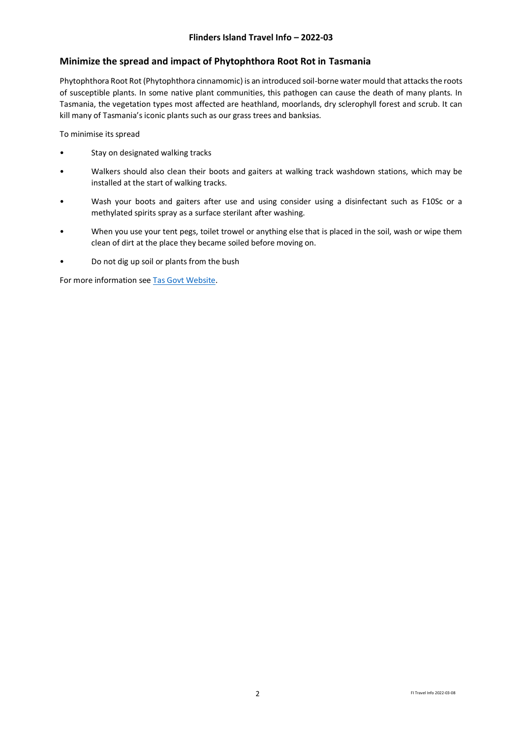## Minimize the spread and impact of Phytophthora Root Rot in Tasmania

Phytophthora Root Rot (Phytophthora cinnamomic) is an introduced soil-borne water mould that attacks the roots of susceptible plants. In some native plant communities, this pathogen can cause the death of many plants. In Tasmania, the vegetation types most affected are heathland, moorlands, dry sclerophyll forest and scrub. It can kill many of Tasmania's iconic plants such as our grass trees and banksias.

To minimise its spread

- Stay on designated walking tracks
- Walkers should also clean their boots and gaiters at walking track washdown stations, which may be installed at the start of walking tracks.
- Wash your boots and gaiters after use and using consider using a disinfectant such as F10Sc or a methylated spirits spray as a surface sterilant after washing.
- When you use your tent pegs, toilet trowel or anything else that is placed in the soil, wash or wipe them clean of dirt at the place they became soiled before moving on.
- Do not dig up soil or plants from the bush

For more information see Tas Govt Website.